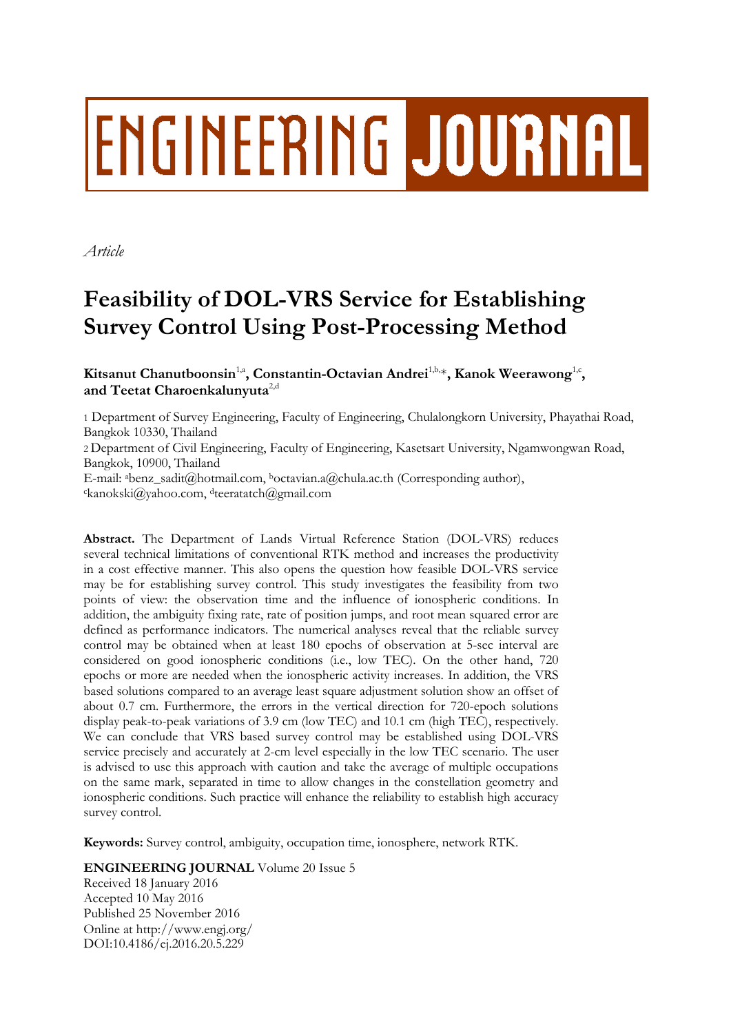# ENGINEERING JOURNAL

*Article*

# Feasibility of DOL-VRS Service for Establishing Survey Control Using Post-Processing Method

**Kitsanut Chanutboonsin**[1,a], **Constantin-Octavian Andrei**[1,b,*], **Kanok Weerawong**[1,c], **and Teetat Charoenkalunyuta**[2,d]

1 Department of Survey Engineering, Faculty of Engineering, Chulalongkorn University, Phayathai Road, Bangkok 10330, Thailand

2 Department of Civil Engineering, Faculty of Engineering, Kasetsart University, Ngamwongwan Road, Bangkok, 10900, Thailand

E-mail: [a]benz_sadit@hotmail.com, [b]octavian.a@chula.ac.th (Corresponding author), [c]kanokski@yahoo.com, [d]teeratatch@gmail.com

**Abstract.** The Department of Lands Virtual Reference Station (DOL-VRS) reduces several technical limitations of conventional RTK method and increases the productivity in a cost effective manner. This also opens the question how feasible DOL-VRS service may be for establishing survey control. This study investigates the feasibility from two points of view: the observation time and the influence of ionospheric conditions. In addition, the ambiguity fixing rate, rate of position jumps, and root mean squared error are defined as performance indicators. The numerical analyses reveal that the reliable survey control may be obtained when at least 180 epochs of observation at 5-sec interval are considered on good ionospheric conditions (i.e., low TEC). On the other hand, 720 epochs or more are needed when the ionospheric activity increases. In addition, the VRS based solutions compared to an average least square adjustment solution show an offset of about 0.7 cm. Furthermore, the errors in the vertical direction for 720-epoch solutions display peak-to-peak variations of 3.9 cm (low TEC) and 10.1 cm (high TEC), respectively. We can conclude that VRS based survey control may be established using DOL-VRS service precisely and accurately at 2-cm level especially in the low TEC scenario. The user is advised to use this approach with caution and take the average of multiple occupations on the same mark, separated in time to allow changes in the constellation geometry and ionospheric conditions. Such practice will enhance the reliability to establish high accuracy survey control.

**Keywords:** Survey control, ambiguity, occupation time, ionosphere, network RTK.

**ENGINEERING JOURNAL** Volume 20 Issue 5
Received 18 January 2016
Accepted 10 May 2016
Published 25 November 2016
Online at http://www.engj.org/
DOI:10.4186/ej.2016.20.5.229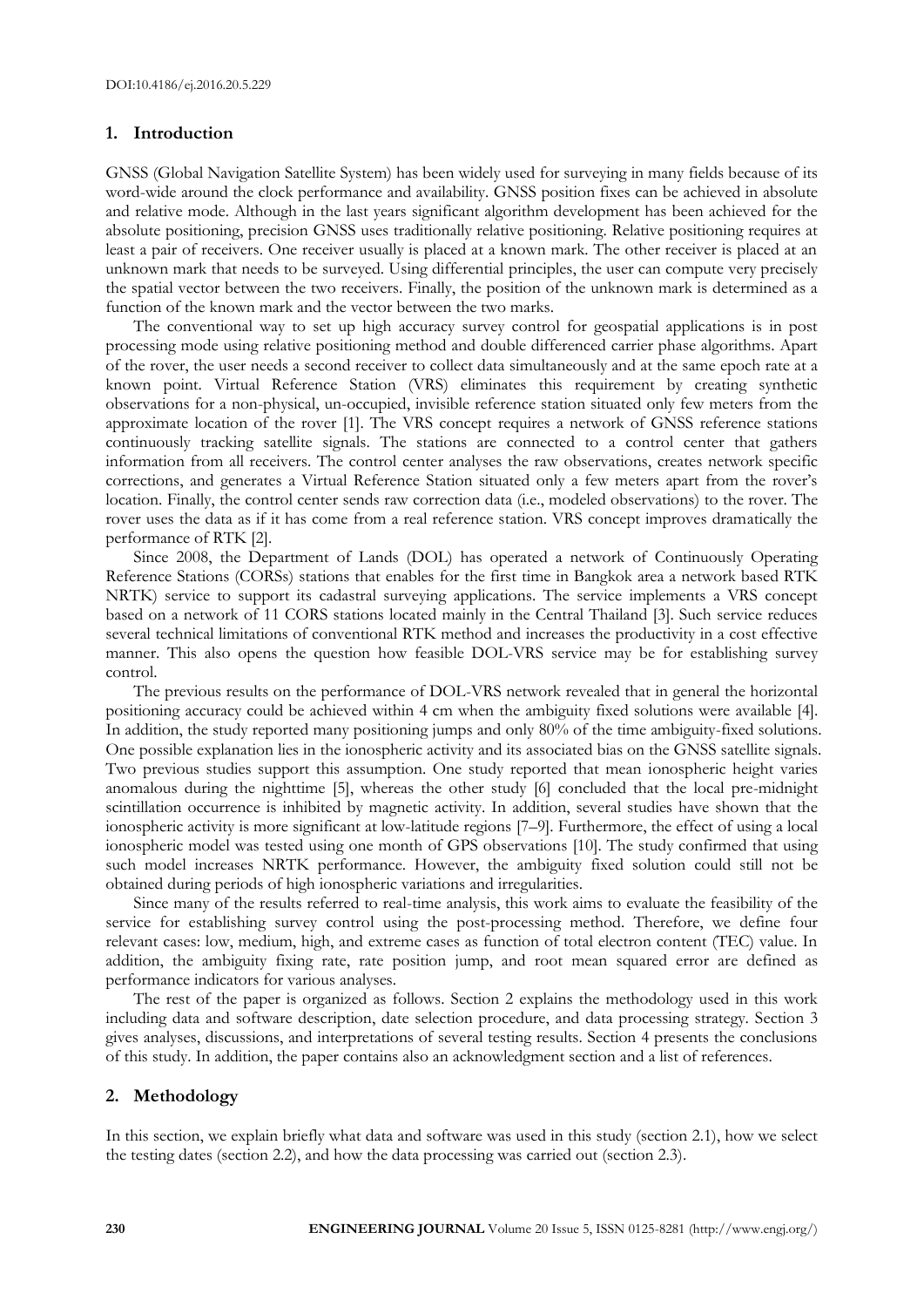## 1. Introduction

GNSS (Global Navigation Satellite System) has been widely used for surveying in many fields because of its word-wide around the clock performance and availability. GNSS position fixes can be achieved in absolute and relative mode. Although in the last years significant algorithm development has been achieved for the absolute positioning, precision GNSS uses traditionally relative positioning. Relative positioning requires at least a pair of receivers. One receiver usually is placed at a known mark. The other receiver is placed at an unknown mark that needs to be surveyed. Using differential principles, the user can compute very precisely the spatial vector between the two receivers. Finally, the position of the unknown mark is determined as a function of the known mark and the vector between the two marks.

The conventional way to set up high accuracy survey control for geospatial applications is in post processing mode using relative positioning method and double differenced carrier phase algorithms. Apart of the rover, the user needs a second receiver to collect data simultaneously and at the same epoch rate at a known point. Virtual Reference Station (VRS) eliminates this requirement by creating synthetic observations for a non-physical, un-occupied, invisible reference station situated only few meters from the approximate location of the rover [1]. The VRS concept requires a network of GNSS reference stations continuously tracking satellite signals. The stations are connected to a control center that gathers information from all receivers. The control center analyses the raw observations, creates network specific corrections, and generates a Virtual Reference Station situated only a few meters apart from the rover's location. Finally, the control center sends raw correction data (i.e., modeled observations) to the rover. The rover uses the data as if it has come from a real reference station. VRS concept improves dramatically the performance of RTK [2].

Since 2008, the Department of Lands (DOL) has operated a network of Continuously Operating Reference Stations (CORSs) stations that enables for the first time in Bangkok area a network based RTK NRTK) service to support its cadastral surveying applications. The service implements a VRS concept based on a network of 11 CORS stations located mainly in the Central Thailand [3]. Such service reduces several technical limitations of conventional RTK method and increases the productivity in a cost effective manner. This also opens the question how feasible DOL-VRS service may be for establishing survey control.

The previous results on the performance of DOL-VRS network revealed that in general the horizontal positioning accuracy could be achieved within 4 cm when the ambiguity fixed solutions were available [4]. In addition, the study reported many positioning jumps and only 80% of the time ambiguity-fixed solutions. One possible explanation lies in the ionospheric activity and its associated bias on the GNSS satellite signals. Two previous studies support this assumption. One study reported that mean ionospheric height varies anomalous during the nighttime [5], whereas the other study [6] concluded that the local pre-midnight scintillation occurrence is inhibited by magnetic activity. In addition, several studies have shown that the ionospheric activity is more significant at low-latitude regions [7–9]. Furthermore, the effect of using a local ionospheric model was tested using one month of GPS observations [10]. The study confirmed that using such model increases NRTK performance. However, the ambiguity fixed solution could still not be obtained during periods of high ionospheric variations and irregularities.

Since many of the results referred to real-time analysis, this work aims to evaluate the feasibility of the service for establishing survey control using the post-processing method. Therefore, we define four relevant cases: low, medium, high, and extreme cases as function of total electron content (TEC) value. In addition, the ambiguity fixing rate, rate position jump, and root mean squared error are defined as performance indicators for various analyses.

The rest of the paper is organized as follows. Section 2 explains the methodology used in this work including data and software description, date selection procedure, and data processing strategy. Section 3 gives analyses, discussions, and interpretations of several testing results. Section 4 presents the conclusions of this study. In addition, the paper contains also an acknowledgment section and a list of references.

## 2. Methodology

In this section, we explain briefly what data and software was used in this study (section 2.1), how we select the testing dates (section 2.2), and how the data processing was carried out (section 2.3).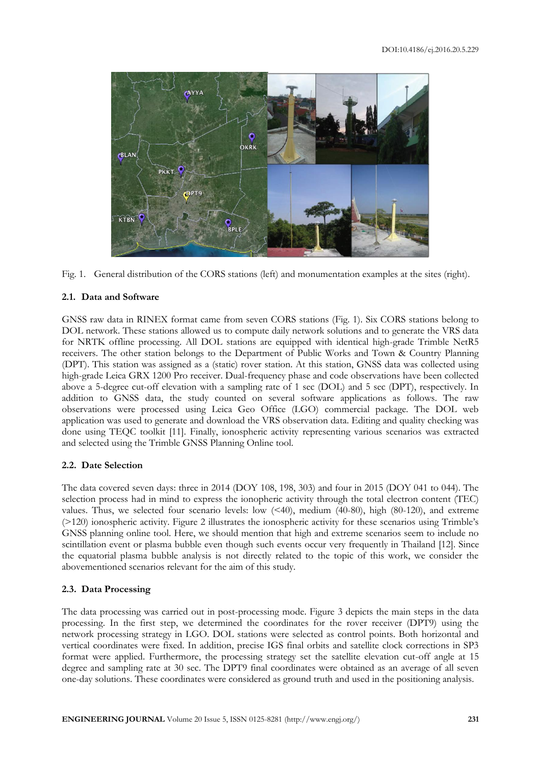Fig. 1. General distribution of the CORS stations (left) and monumentation examples at the sites (right).

### 2.1. Data and Software

GNSS raw data in RINEX format came from seven CORS stations (Fig. 1). Six CORS stations belong to DOL network. These stations allowed us to compute daily network solutions and to generate the VRS data for NRTK offline processing. All DOL stations are equipped with identical high-grade Trimble NetR5 receivers. The other station belongs to the Department of Public Works and Town & Country Planning (DPT). This station was assigned as a (static) rover station. At this station, GNSS data was collected using high-grade Leica GRX 1200 Pro receiver. Dual-frequency phase and code observations have been collected above a 5-degree cut-off elevation with a sampling rate of 1 sec (DOL) and 5 sec (DPT), respectively. In addition to GNSS data, the study counted on several software applications as follows. The raw observations were processed using Leica Geo Office (LGO) commercial package. The DOL web application was used to generate and download the VRS observation data. Editing and quality checking was done using TEQC toolkit [11]. Finally, ionospheric activity representing various scenarios was extracted and selected using the Trimble GNSS Planning Online tool.

### 2.2. Date Selection

The data covered seven days: three in 2014 (DOY 108, 198, 303) and four in 2015 (DOY 041 to 044). The selection process had in mind to express the ionopheric activity through the total electron content (TEC) values. Thus, we selected four scenario levels: low (<40), medium (40-80), high (80-120), and extreme (>120) ionospheric activity. Figure 2 illustrates the ionospheric activity for these scenarios using Trimble's GNSS planning online tool. Here, we should mention that high and extreme scenarios seem to include no scintillation event or plasma bubble even though such events occur very frequently in Thailand [12]. Since the equatorial plasma bubble analysis is not directly related to the topic of this work, we consider the abovementioned scenarios relevant for the aim of this study.

### 2.3. Data Processing

The data processing was carried out in post-processing mode. Figure 3 depicts the main steps in the data processing. In the first step, we determined the coordinates for the rover receiver (DPT9) using the network processing strategy in LGO. DOL stations were selected as control points. Both horizontal and vertical coordinates were fixed. In addition, precise IGS final orbits and satellite clock corrections in SP3 format were applied. Furthermore, the processing strategy set the satellite elevation cut-off angle at 15 degree and sampling rate at 30 sec. The DPT9 final coordinates were obtained as an average of all seven one-day solutions. These coordinates were considered as ground truth and used in the positioning analysis.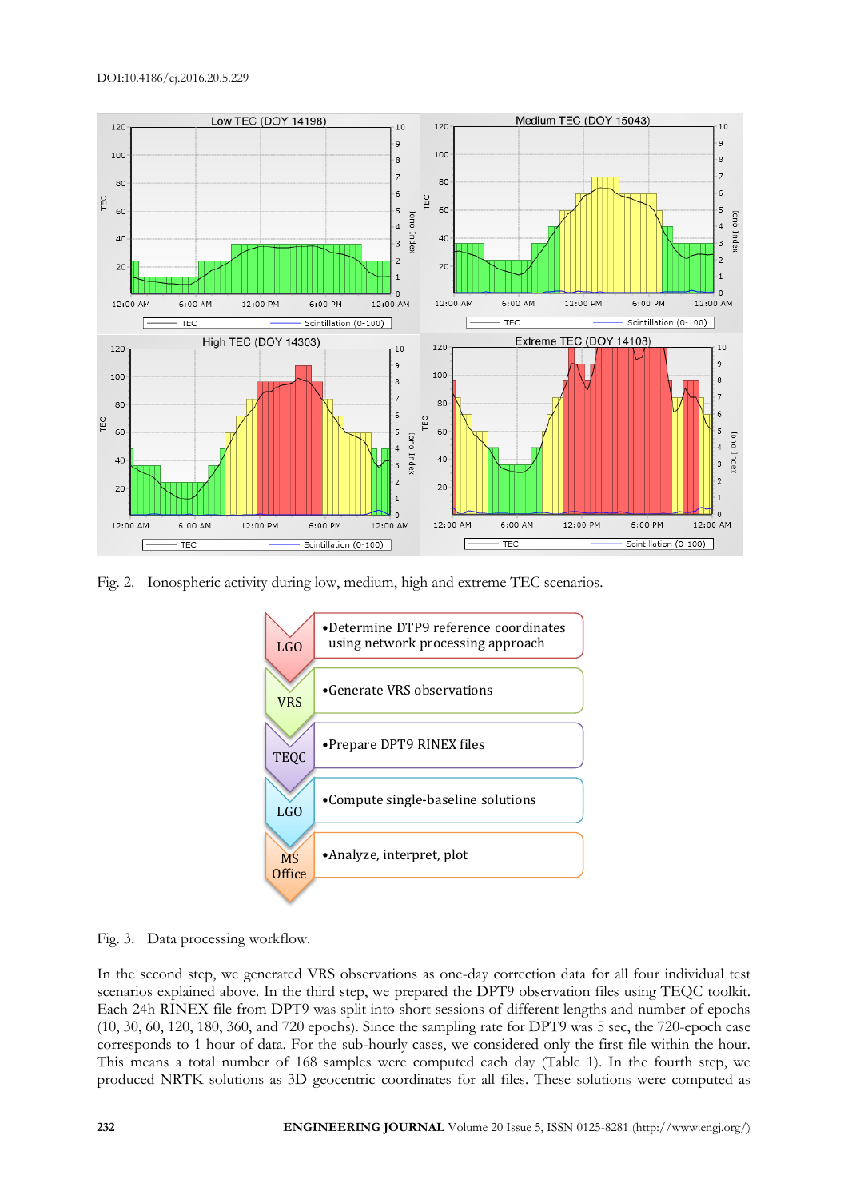Fig. 2. Ionospheric activity during low, medium, high and extreme TEC scenarios.

Fig. 3. Data processing workflow.

In the second step, we generated VRS observations as one-day correction data for all four individual test scenarios explained above. In the third step, we prepared the DPT9 observation files using TEQC toolkit. Each 24h RINEX file from DPT9 was split into short sessions of different lengths and number of epochs (10, 30, 60, 120, 180, 360, and 720 epochs). Since the sampling rate for DPT9 was 5 sec, the 720-epoch case corresponds to 1 hour of data. For the sub-hourly cases, we considered only the first file within the hour. This means a total number of 168 samples were computed each day (Table 1). In the fourth step, we produced NRTK solutions as 3D geocentric coordinates for all files. These solutions were computed as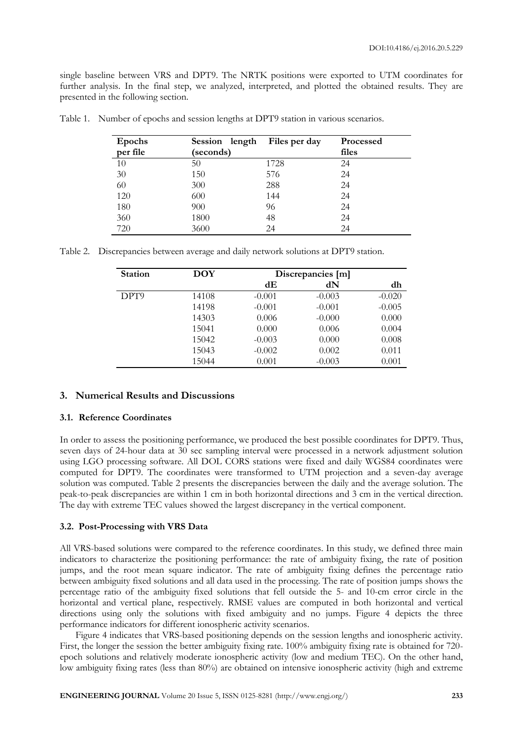single baseline between VRS and DPT9. The NRTK positions were exported to UTM coordinates for further analysis. In the final step, we analyzed, interpreted, and plotted the obtained results. They are presented in the following section.

Table 1. Number of epochs and session lengths at DPT9 station in various scenarios.

| Epochs per file | Session length (seconds) | Files per day | Processed files |
|---|---|---|---|
| 10 | 50 | 1728 | 24 |
| 30 | 150 | 576 | 24 |
| 60 | 300 | 288 | 24 |
| 120 | 600 | 144 | 24 |
| 180 | 900 | 96 | 24 |
| 360 | 1800 | 48 | 24 |
| 720 | 3600 | 24 | 24 |

Table 2. Discrepancies between average and daily network solutions at DPT9 station.

| Station | DOY | Discrepancies [m] | | |
|---|---|---|---|---|
| | | dE | dN | dh |
| DPT9 | 14108 | -0.001 | -0.003 | -0.020 |
| | 14198 | -0.001 | -0.001 | -0.005 |
| | 14303 | 0.006 | -0.000 | 0.000 |
| | 15041 | 0.000 | 0.006 | 0.004 |
| | 15042 | -0.003 | 0.000 | 0.008 |
| | 15043 | -0.002 | 0.002 | 0.011 |
| | 15044 | 0.001 | -0.003 | 0.001 |

## 3. Numerical Results and Discussions

### 3.1. Reference Coordinates

In order to assess the positioning performance, we produced the best possible coordinates for DPT9. Thus, seven days of 24-hour data at 30 sec sampling interval were processed in a network adjustment solution using LGO processing software. All DOL CORS stations were fixed and daily WGS84 coordinates were computed for DPT9. The coordinates were transformed to UTM projection and a seven-day average solution was computed. Table 2 presents the discrepancies between the daily and the average solution. The peak-to-peak discrepancies are within 1 cm in both horizontal directions and 3 cm in the vertical direction. The day with extreme TEC values showed the largest discrepancy in the vertical component.

### 3.2. Post-Processing with VRS Data

All VRS-based solutions were compared to the reference coordinates. In this study, we defined three main indicators to characterize the positioning performance: the rate of ambiguity fixing, the rate of position jumps, and the root mean square indicator. The rate of ambiguity fixing defines the percentage ratio between ambiguity fixed solutions and all data used in the processing. The rate of position jumps shows the percentage ratio of the ambiguity fixed solutions that fell outside the 5- and 10-cm error circle in the horizontal and vertical plane, respectively. RMSE values are computed in both horizontal and vertical directions using only the solutions with fixed ambiguity and no jumps. Figure 4 depicts the three performance indicators for different ionospheric activity scenarios.

Figure 4 indicates that VRS-based positioning depends on the session lengths and ionospheric activity. First, the longer the session the better ambiguity fixing rate. 100% ambiguity fixing rate is obtained for 720-epoch solutions and relatively moderate ionospheric activity (low and medium TEC). On the other hand, low ambiguity fixing rates (less than 80%) are obtained on intensive ionospheric activity (high and extreme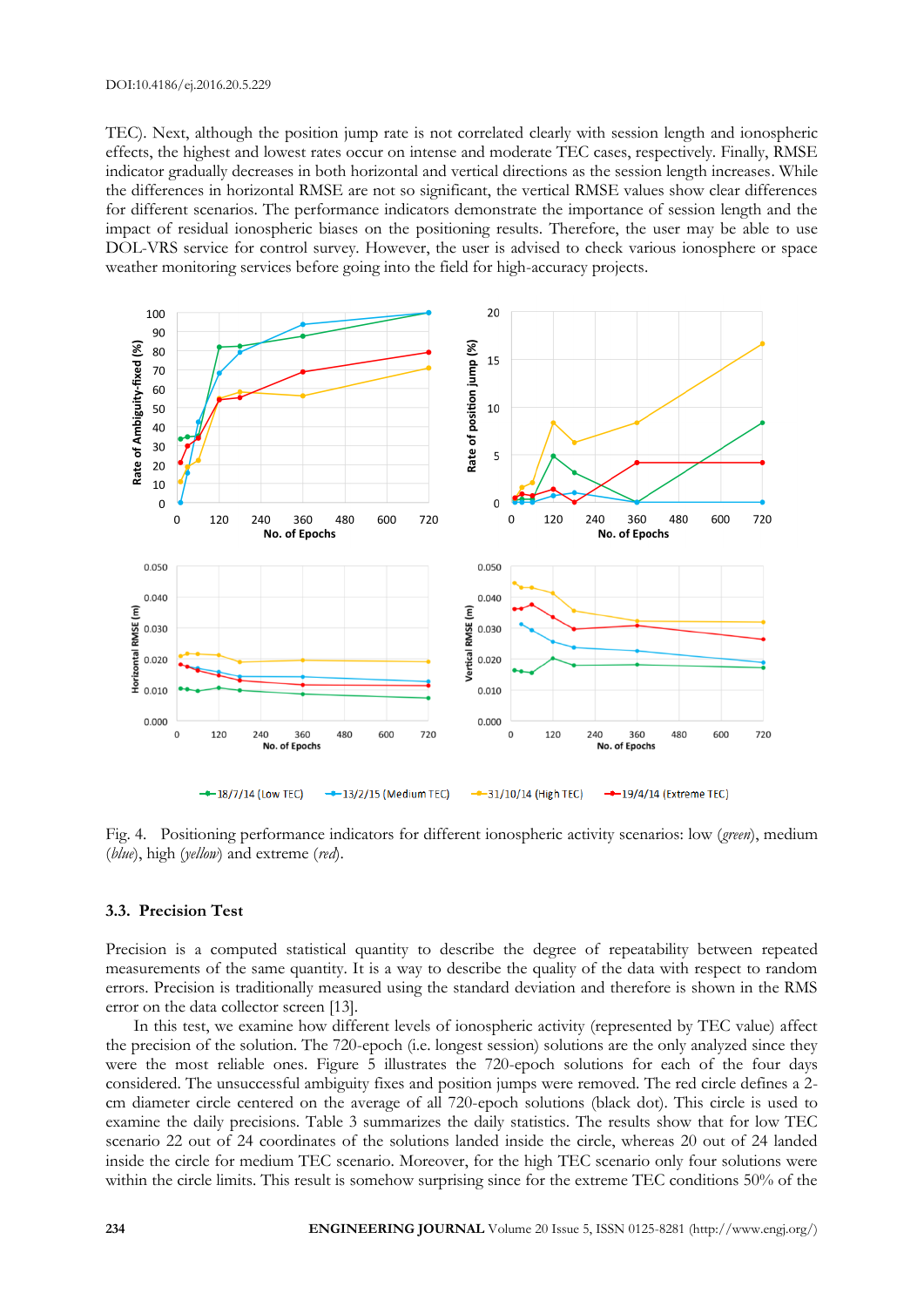TEC). Next, although the position jump rate is not correlated clearly with session length and ionospheric effects, the highest and lowest rates occur on intense and moderate TEC cases, respectively. Finally, RMSE indicator gradually decreases in both horizontal and vertical directions as the session length increases. While the differences in horizontal RMSE are not so significant, the vertical RMSE values show clear differences for different scenarios. The performance indicators demonstrate the importance of session length and the impact of residual ionospheric biases on the positioning results. Therefore, the user may be able to use DOL-VRS service for control survey. However, the user is advised to check various ionosphere or space weather monitoring services before going into the field for high-accuracy projects.

Fig. 4. Positioning performance indicators for different ionospheric activity scenarios: low (*green*), medium (*blue*), high (*yellow*) and extreme (*red*).

### 3.3. Precision Test

Precision is a computed statistical quantity to describe the degree of repeatability between repeated measurements of the same quantity. It is a way to describe the quality of the data with respect to random errors. Precision is traditionally measured using the standard deviation and therefore is shown in the RMS error on the data collector screen [13].

In this test, we examine how different levels of ionospheric activity (represented by TEC value) affect the precision of the solution. The 720-epoch (i.e. longest session) solutions are the only analyzed since they were the most reliable ones. Figure 5 illustrates the 720-epoch solutions for each of the four days considered. The unsuccessful ambiguity fixes and position jumps were removed. The red circle defines a 2-cm diameter circle centered on the average of all 720-epoch solutions (black dot). This circle is used to examine the daily precisions. Table 3 summarizes the daily statistics. The results show that for low TEC scenario 22 out of 24 coordinates of the solutions landed inside the circle, whereas 20 out of 24 landed inside the circle for medium TEC scenario. Moreover, for the high TEC scenario only four solutions were within the circle limits. This result is somehow surprising since for the extreme TEC conditions 50% of the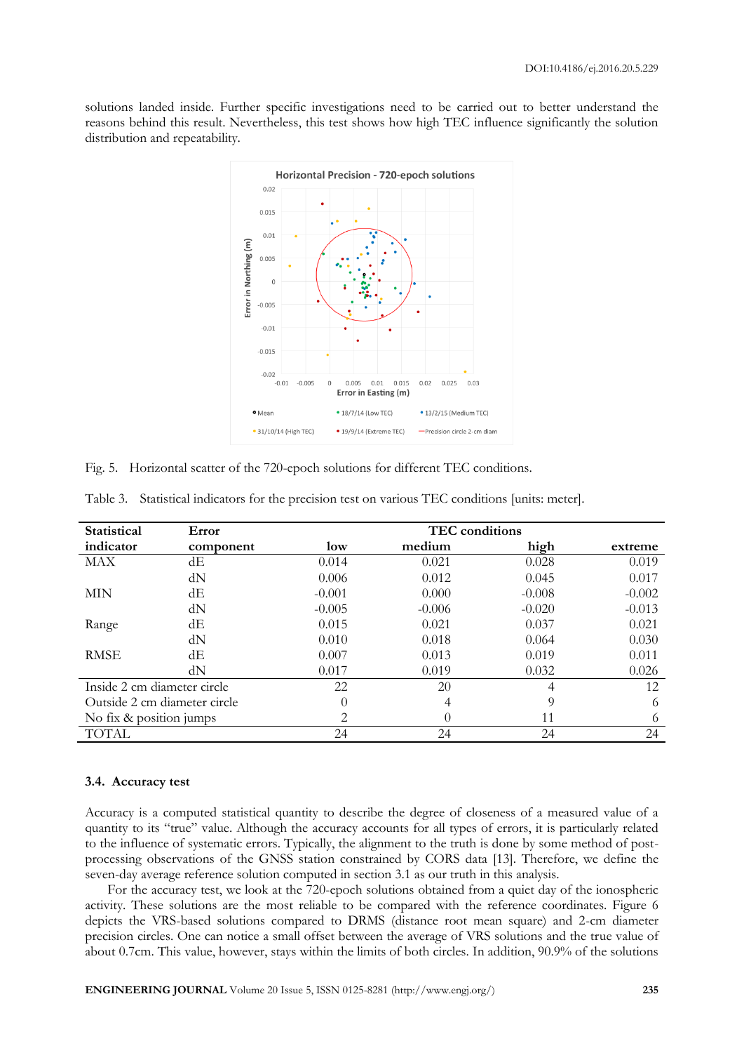solutions landed inside. Further specific investigations need to be carried out to better understand the reasons behind this result. Nevertheless, this test shows how high TEC influence significantly the solution distribution and repeatability.

Fig. 5. Horizontal scatter of the 720-epoch solutions for different TEC conditions.

Table 3. Statistical indicators for the precision test on various TEC conditions [units: meter].

| Statistical indicator | Error component | TEC conditions low | medium | high | extreme |
|---|---|---|---|---|---|
| MAX | dE | 0.014 | 0.021 | 0.028 | 0.019 |
| | dN | 0.006 | 0.012 | 0.045 | 0.017 |
| MIN | dE | -0.001 | 0.000 | -0.008 | -0.002 |
| | dN | -0.005 | -0.006 | -0.020 | -0.013 |
| Range | dE | 0.015 | 0.021 | 0.037 | 0.021 |
| | dN | 0.010 | 0.018 | 0.064 | 0.030 |
| RMSE | dE | 0.007 | 0.013 | 0.019 | 0.011 |
| | dN | 0.017 | 0.019 | 0.032 | 0.026 |
| Inside 2 cm diameter circle | | 22 | 20 | 4 | 12 |
| Outside 2 cm diameter circle | | 0 | 4 | 9 | 6 |
| No fix & position jumps | | 2 | 0 | 11 | 6 |
| TOTAL | | 24 | 24 | 24 | 24 |

### 3.4. Accuracy test

Accuracy is a computed statistical quantity to describe the degree of closeness of a measured value of a quantity to its "true" value. Although the accuracy accounts for all types of errors, it is particularly related to the influence of systematic errors. Typically, the alignment to the truth is done by some method of post-processing observations of the GNSS station constrained by CORS data [13]. Therefore, we define the seven-day average reference solution computed in section 3.1 as our truth in this analysis.

For the accuracy test, we look at the 720-epoch solutions obtained from a quiet day of the ionospheric activity. These solutions are the most reliable to be compared with the reference coordinates. Figure 6 depicts the VRS-based solutions compared to DRMS (distance root mean square) and 2-cm diameter precision circles. One can notice a small offset between the average of VRS solutions and the true value of about 0.7cm. This value, however, stays within the limits of both circles. In addition, 90.9% of the solutions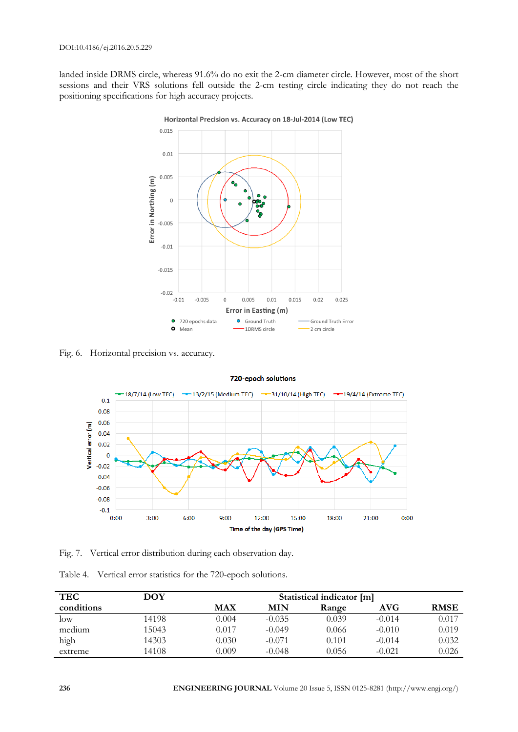landed inside DRMS circle, whereas 91.6% do no exit the 2-cm diameter circle. However, most of the short sessions and their VRS solutions fell outside the 2-cm testing circle indicating they do not reach the positioning specifications for high accuracy projects.

Fig. 6. Horizontal precision vs. accuracy.

Fig. 7. Vertical error distribution during each observation day.

Table 4. Vertical error statistics for the 720-epoch solutions.

| TEC conditions | DOY | Statistical indicator [m] | | | | |
|---|---|---|---|---|---|---|
| | | MAX | MIN | Range | AVG | RMSE |
| low | 14198 | 0.004 | -0.035 | 0.039 | -0.014 | 0.017 |
| medium | 15043 | 0.017 | -0.049 | 0.066 | -0.010 | 0.019 |
| high | 14303 | 0.030 | -0.071 | 0.101 | -0.014 | 0.032 |
| extreme | 14108 | 0.009 | -0.048 | 0.056 | -0.021 | 0.026 |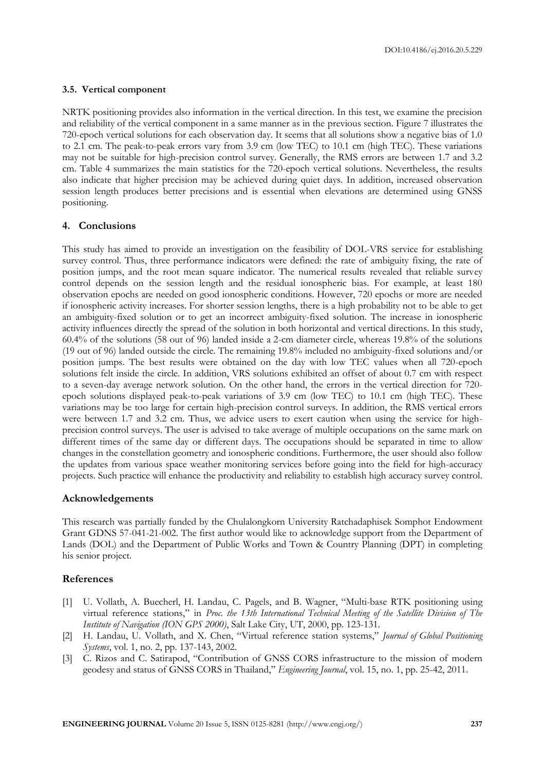### 3.5. Vertical component

NRTK positioning provides also information in the vertical direction. In this test, we examine the precision and reliability of the vertical component in a same manner as in the previous section. Figure 7 illustrates the 720-epoch vertical solutions for each observation day. It seems that all solutions show a negative bias of 1.0 to 2.1 cm. The peak-to-peak errors vary from 3.9 cm (low TEC) to 10.1 cm (high TEC). These variations may not be suitable for high-precision control survey. Generally, the RMS errors are between 1.7 and 3.2 cm. Table 4 summarizes the main statistics for the 720-epoch vertical solutions. Nevertheless, the results also indicate that higher precision may be achieved during quiet days. In addition, increased observation session length produces better precisions and is essential when elevations are determined using GNSS positioning.

## 4. Conclusions

This study has aimed to provide an investigation on the feasibility of DOL-VRS service for establishing survey control. Thus, three performance indicators were defined: the rate of ambiguity fixing, the rate of position jumps, and the root mean square indicator. The numerical results revealed that reliable survey control depends on the session length and the residual ionospheric bias. For example, at least 180 observation epochs are needed on good ionospheric conditions. However, 720 epochs or more are needed if ionospheric activity increases. For shorter session lengths, there is a high probability not to be able to get an ambiguity-fixed solution or to get an incorrect ambiguity-fixed solution. The increase in ionospheric activity influences directly the spread of the solution in both horizontal and vertical directions. In this study, 60.4% of the solutions (58 out of 96) landed inside a 2-cm diameter circle, whereas 19.8% of the solutions (19 out of 96) landed outside the circle. The remaining 19.8% included no ambiguity-fixed solutions and/or position jumps. The best results were obtained on the day with low TEC values when all 720-epoch solutions felt inside the circle. In addition, VRS solutions exhibited an offset of about 0.7 cm with respect to a seven-day average network solution. On the other hand, the errors in the vertical direction for 720-epoch solutions displayed peak-to-peak variations of 3.9 cm (low TEC) to 10.1 cm (high TEC). These variations may be too large for certain high-precision control surveys. In addition, the RMS vertical errors were between 1.7 and 3.2 cm. Thus, we advice users to exert caution when using the service for high-precision control surveys. The user is advised to take average of multiple occupations on the same mark on different times of the same day or different days. The occupations should be separated in time to allow changes in the constellation geometry and ionospheric conditions. Furthermore, the user should also follow the updates from various space weather monitoring services before going into the field for high-accuracy projects. Such practice will enhance the productivity and reliability to establish high accuracy survey control.

## Acknowledgements

This research was partially funded by the Chulalongkorn University Ratchadaphisek Somphot Endowment Grant GDNS 57-041-21-002. The first author would like to acknowledge support from the Department of Lands (DOL) and the Department of Public Works and Town & Country Planning (DPT) in completing his senior project.

## References

[1] U. Vollath, A. Buecherl, H. Landau, C. Pagels, and B. Wagner, "Multi-base RTK positioning using virtual reference stations," in *Proc. the 13th International Technical Meeting of the Satellite Division of The Institute of Navigation (ION GPS 2000)*, Salt Lake City, UT, 2000, pp. 123-131.

[2] H. Landau, U. Vollath, and X. Chen, "Virtual reference station systems," *Journal of Global Positioning Systems*, vol. 1, no. 2, pp. 137-143, 2002.

[3] C. Rizos and C. Satirapod, "Contribution of GNSS CORS infrastructure to the mission of modern geodesy and status of GNSS CORS in Thailand," *Engineering Journal*, vol. 15, no. 1, pp. 25-42, 2011.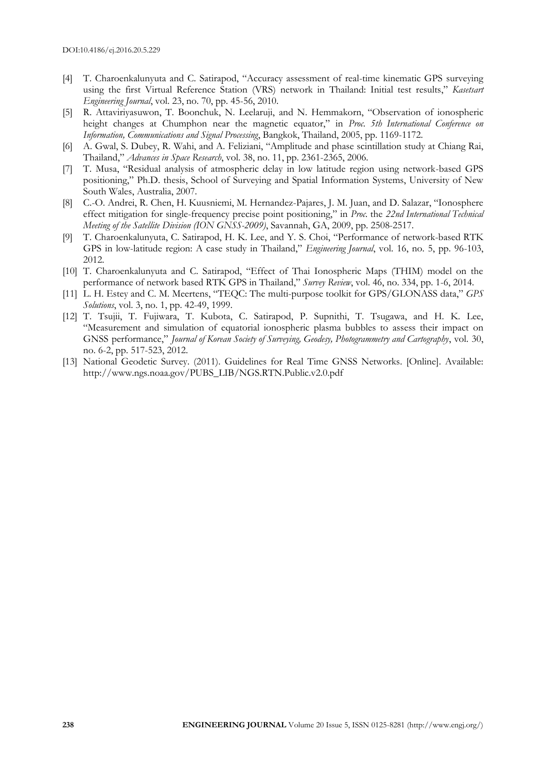[4] T. Charoenkalunyuta and C. Satirapod, "Accuracy assessment of real-time kinematic GPS surveying using the first Virtual Reference Station (VRS) network in Thailand: Initial test results," *Kasetsart Engineering Journal*, vol. 23, no. 70, pp. 45-56, 2010.

[5] R. Attaviriyasuwon, T. Boonchuk, N. Leelaruji, and N. Hemmakorn, "Observation of ionospheric height changes at Chumphon near the magnetic equator," in *Proc. 5th International Conference on Information, Communications and Signal Processing*, Bangkok, Thailand, 2005, pp. 1169-1172.

[6] A. Gwal, S. Dubey, R. Wahi, and A. Feliziani, "Amplitude and phase scintillation study at Chiang Rai, Thailand," *Advances in Space Research*, vol. 38, no. 11, pp. 2361-2365, 2006.

[7] T. Musa, "Residual analysis of atmospheric delay in low latitude region using network-based GPS positioning," Ph.D. thesis, School of Surveying and Spatial Information Systems, University of New South Wales, Australia, 2007.

[8] C.-O. Andrei, R. Chen, H. Kuusniemi, M. Hernandez-Pajares, J. M. Juan, and D. Salazar, "Ionosphere effect mitigation for single-frequency precise point positioning," in *Proc.* the *22nd International Technical Meeting of the Satellite Division (ION GNSS-2009)*, Savannah, GA, 2009, pp. 2508-2517.

[9] T. Charoenkalunyuta, C. Satirapod, H. K. Lee, and Y. S. Choi, "Performance of network-based RTK GPS in low-latitude region: A case study in Thailand," *Engineering Journal*, vol. 16, no. 5, pp. 96-103, 2012.

[10] T. Charoenkalunyuta and C. Satirapod, "Effect of Thai Ionospheric Maps (THIM) model on the performance of network based RTK GPS in Thailand," *Survey Review*, vol. 46, no. 334, pp. 1-6, 2014.

[11] L. H. Estey and C. M. Meertens, "TEQC: The multi-purpose toolkit for GPS/GLONASS data," *GPS Solutions*, vol. 3, no. 1, pp. 42-49, 1999.

[12] T. Tsujii, T. Fujiwara, T. Kubota, C. Satirapod, P. Supnithi, T. Tsugawa, and H. K. Lee, "Measurement and simulation of equatorial ionospheric plasma bubbles to assess their impact on GNSS performance," *Journal of Korean Society of Surveying, Geodesy, Photogrammetry and Cartography*, vol. 30, no. 6-2, pp. 517-523, 2012.

[13] National Geodetic Survey. (2011). Guidelines for Real Time GNSS Networks. [Online]. Available: http://www.ngs.noaa.gov/PUBS_LIB/NGS.RTN.Public.v2.0.pdf